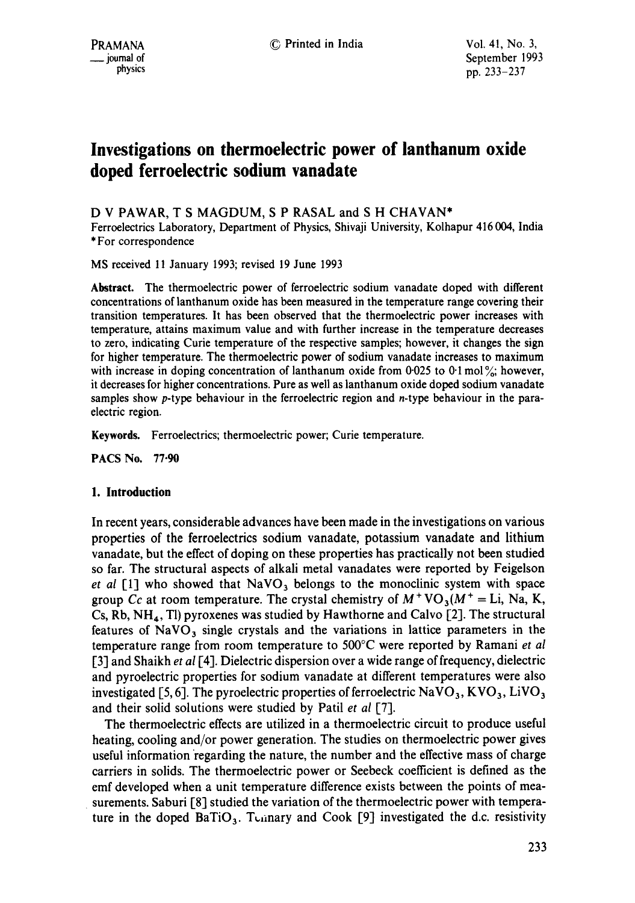# Investigations on thermoelectric power of lanthanum oxide doped ferroelectric sodium vanadate

D V PAWAR, T S MAGDUM, S P RASAL and S H CHAVAN*

Ferroelectrics Laboratory, Department of Physics, Shivaji University, Kolhapur 416 004, India
*For correspondence

MS received 11 January 1993; revised 19 June 1993

**Abstract.** The thermoelectric power of ferroelectric sodium vanadate doped with different concentrations of lanthanum oxide has been measured in the temperature range covering their transition temperatures. It has been observed that the thermoelectric power increases with temperature, attains maximum value and with further increase in the temperature decreases to zero, indicating Curie temperature of the respective samples; however, it changes the sign for higher temperature. The thermoelectric power of sodium vanadate increases to maximum with increase in doping concentration of lanthanum oxide from 0·025 to 0·1 mol%; however, it decreases for higher concentrations. Pure as well as lanthanum oxide doped sodium vanadate samples show *p*-type behaviour in the ferroelectric region and *n*-type behaviour in the paraelectric region.

**Keywords.** Ferroelectrics; thermoelectric power; Curie temperature.

**PACS No.** 77·90

## 1. Introduction

In recent years, considerable advances have been made in the investigations on various properties of the ferroelectrics sodium vanadate, potassium vanadate and lithium vanadate, but the effect of doping on these properties has practically not been studied so far. The structural aspects of alkali metal vanadates were reported by Feigelson *et al* [1] who showed that $NaVO_3$ belongs to the monoclinic system with space group *Cc* at room temperature. The crystal chemistry of $M^+VO_3$ ($M^+$ = Li, Na, K, Cs, Rb, $NH_4$, Tl) pyroxenes was studied by Hawthorne and Calvo [2]. The structural features of $NaVO_3$ single crystals and the variations in lattice parameters in the temperature range from room temperature to 500°C were reported by Ramani *et al* [3] and Shaikh *et al* [4]. Dielectric dispersion over a wide range of frequency, dielectric and pyroelectric properties for sodium vanadate at different temperatures were also investigated [5, 6]. The pyroelectric properties of ferroelectric $NaVO_3$, $KVO_3$, $LiVO_3$ and their solid solutions were studied by Patil *et al* [7].

The thermoelectric effects are utilized in a thermoelectric circuit to produce useful heating, cooling and/or power generation. The studies on thermoelectric power gives useful information regarding the nature, the number and the effective mass of charge carriers in solids. The thermoelectric power or Seebeck coefficient is defined as the emf developed when a unit temperature difference exists between the points of measurements. Saburi [8] studied the variation of the thermoelectric power with temperature in the doped $BaTiO_3$. Tunnary and Cook [9] investigated the d.c. resistivity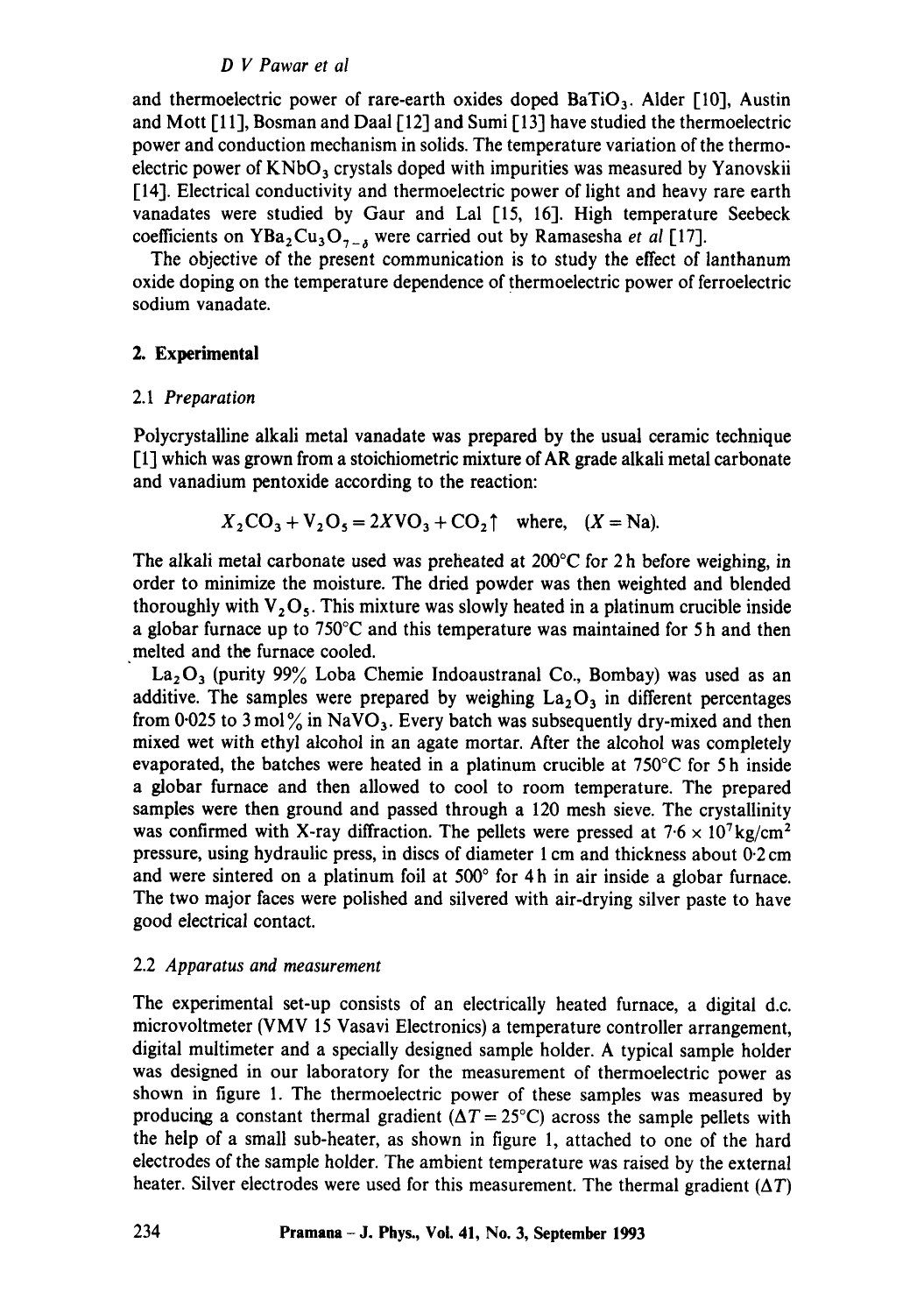and thermoelectric power of rare-earth oxides doped $BaTiO_3$. Alder [10], Austin and Mott [11], Bosman and Daal [12] and Sumi [13] have studied the thermoelectric power and conduction mechanism in solids. The temperature variation of the thermoelectric power of $KNbO_3$ crystals doped with impurities was measured by Yanovskii [14]. Electrical conductivity and thermoelectric power of light and heavy rare earth vanadates were studied by Gaur and Lal [15, 16]. High temperature Seebeck coefficients on $YBa_2Cu_3O_{7-\delta}$ were carried out by Ramasesha *et al* [17].

The objective of the present communication is to study the effect of lanthanum oxide doping on the temperature dependence of thermoelectric power of ferroelectric sodium vanadate.

## 2. Experimental

### 2.1 *Preparation*

Polycrystalline alkali metal vanadate was prepared by the usual ceramic technique [1] which was grown from a stoichiometric mixture of AR grade alkali metal carbonate and vanadium pentoxide according to the reaction:

$$X_2CO_3 + V_2O_5 = 2XVO_3 + CO_2\uparrow \quad \text{where,} \quad (X = \text{Na}).$$

The alkali metal carbonate used was preheated at 200°C for 2 h before weighing, in order to minimize the moisture. The dried powder was then weighted and blended thoroughly with $V_2O_5$. This mixture was slowly heated in a platinum crucible inside a globar furnace up to 750°C and this temperature was maintained for 5 h and then melted and the furnace cooled.

$La_2O_3$ (purity 99% Loba Chemie Indoaustranal Co., Bombay) was used as an additive. The samples were prepared by weighing $La_2O_3$ in different percentages from 0·025 to 3 mol% in $NaVO_3$. Every batch was subsequently dry-mixed and then mixed wet with ethyl alcohol in an agate mortar. After the alcohol was completely evaporated, the batches were heated in a platinum crucible at 750°C for 5 h inside a globar furnace and then allowed to cool to room temperature. The prepared samples were then ground and passed through a 120 mesh sieve. The crystallinity was confirmed with X-ray diffraction. The pellets were pressed at $7{\cdot}6 \times 10^7\,\text{kg/cm}^2$ pressure, using hydraulic press, in discs of diameter 1 cm and thickness about 0·2 cm and were sintered on a platinum foil at 500° for 4 h in air inside a globar furnace. The two major faces were polished and silvered with air-drying silver paste to have good electrical contact.

### 2.2 *Apparatus and measurement*

The experimental set-up consists of an electrically heated furnace, a digital d.c. microvoltmeter (VMV 15 Vasavi Electronics) a temperature controller arrangement, digital multimeter and a specially designed sample holder. A typical sample holder was designed in our laboratory for the measurement of thermoelectric power as shown in figure 1. The thermoelectric power of these samples was measured by producing a constant thermal gradient ($\Delta T = 25$°C) across the sample pellets with the help of a small sub-heater, as shown in figure 1, attached to one of the hard electrodes of the sample holder. The ambient temperature was raised by the external heater. Silver electrodes were used for this measurement. The thermal gradient ($\Delta T$)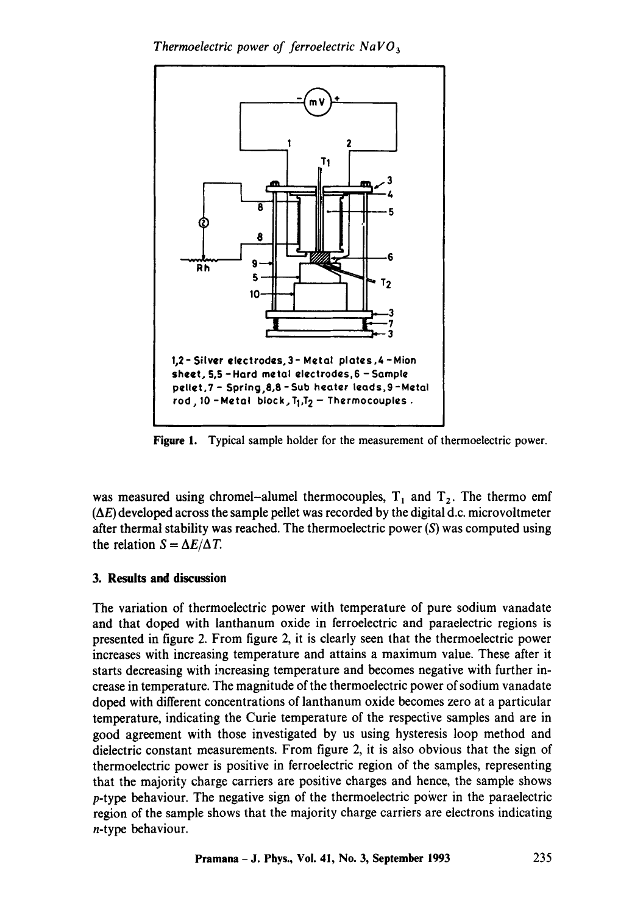Figure 1. Typical sample holder for the measurement of thermoelectric power.

was measured using chromel–alumel thermocouples, $T_1$ and $T_2$. The thermo emf ($\Delta E$) developed across the sample pellet was recorded by the digital d.c. microvoltmeter after thermal stability was reached. The thermoelectric power ($S$) was computed using the relation $S = \Delta E/\Delta T$.

## 3. Results and discussion

The variation of thermoelectric power with temperature of pure sodium vanadate and that doped with lanthanum oxide in ferroelectric and paraelectric regions is presented in figure 2. From figure 2, it is clearly seen that the thermoelectric power increases with increasing temperature and attains a maximum value. These after it starts decreasing with increasing temperature and becomes negative with further increase in temperature. The magnitude of the thermoelectric power of sodium vanadate doped with different concentrations of lanthanum oxide becomes zero at a particular temperature, indicating the Curie temperature of the respective samples and are in good agreement with those investigated by us using hysteresis loop method and dielectric constant measurements. From figure 2, it is also obvious that the sign of thermoelectric power is positive in ferroelectric region of the samples, representing that the majority charge carriers are positive charges and hence, the sample shows *p*-type behaviour. The negative sign of the thermoelectric power in the paraelectric region of the sample shows that the majority charge carriers are electrons indicating *n*-type behaviour.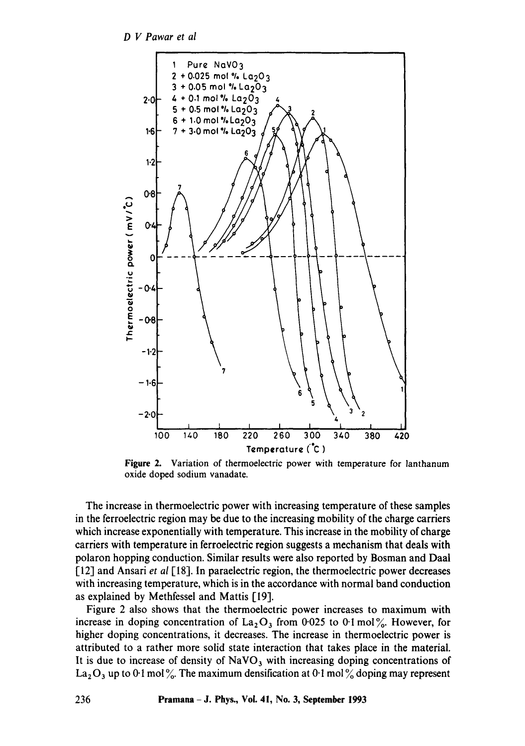**Figure 2.** Variation of thermoelectric power with temperature for lanthanum oxide doped sodium vanadate.

The increase in thermoelectric power with increasing temperature of these samples in the ferroelectric region may be due to the increasing mobility of the charge carriers which increase exponentially with temperature. This increase in the mobility of charge carriers with temperature in ferroelectric region suggests a mechanism that deals with polaron hopping conduction. Similar results were also reported by Bosman and Daal [12] and Ansari *et al* [18]. In paraelectric region, the thermoelectric power decreases with increasing temperature, which is in the accordance with normal band conduction as explained by Methfessel and Mattis [19].

Figure 2 also shows that the thermoelectric power increases to maximum with increase in doping concentration of $La_2O_3$ from 0·025 to 0·1 mol%. However, for higher doping concentrations, it decreases. The increase in thermoelectric power is attributed to a rather more solid state interaction that takes place in the material. It is due to increase of density of $NaVO_3$ with increasing doping concentrations of $La_2O_3$ up to 0·1 mol%. The maximum densification at 0·1 mol% doping may represent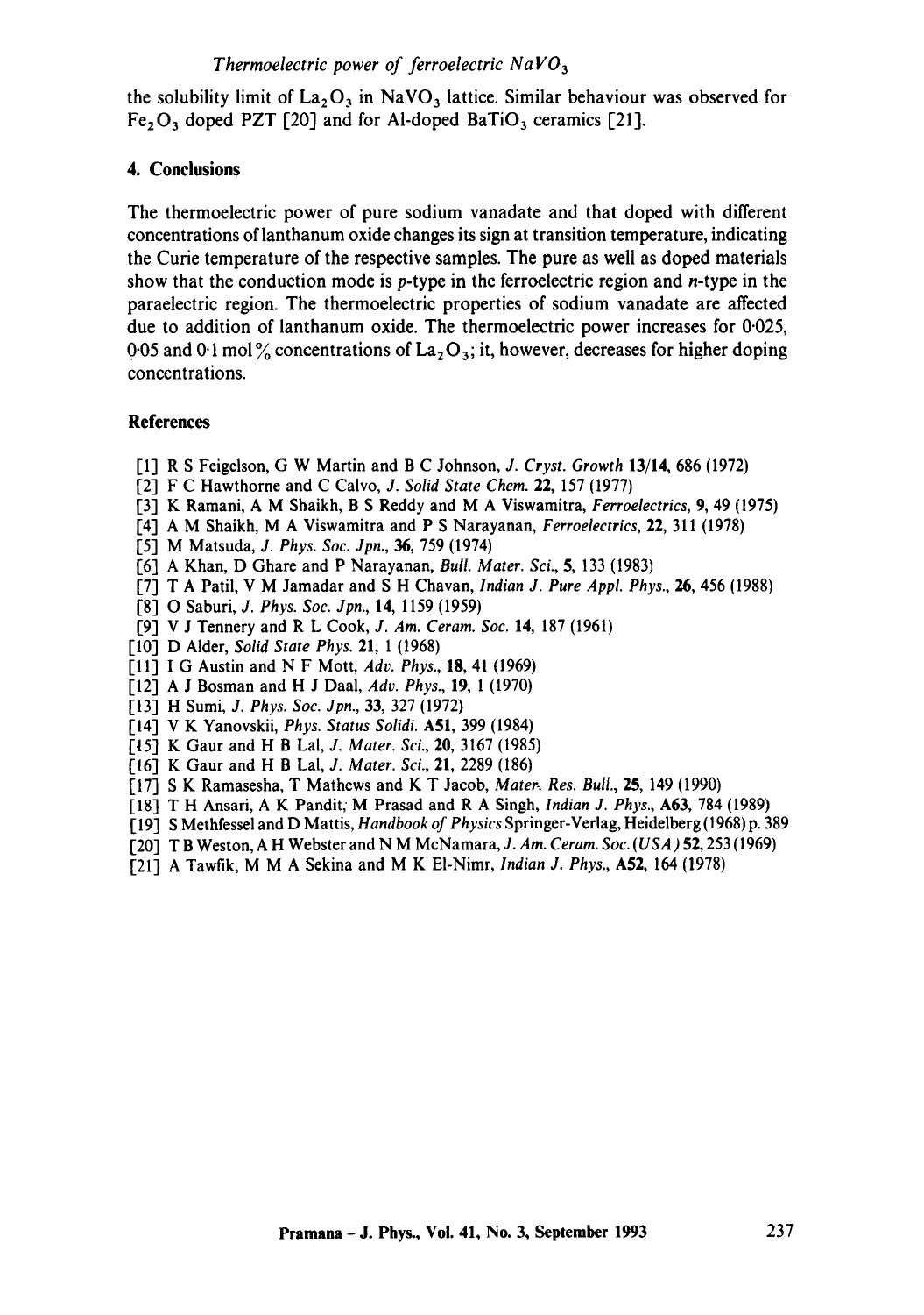the solubility limit of $La_2O_3$ in $NaVO_3$ lattice. Similar behaviour was observed for $Fe_2O_3$ doped PZT [20] and for Al-doped $BaTiO_3$ ceramics [21].

## 4. Conclusions

The thermoelectric power of pure sodium vanadate and that doped with different concentrations of lanthanum oxide changes its sign at transition temperature, indicating the Curie temperature of the respective samples. The pure as well as doped materials show that the conduction mode is *p*-type in the ferroelectric region and *n*-type in the paraelectric region. The thermoelectric properties of sodium vanadate are affected due to addition of lanthanum oxide. The thermoelectric power increases for 0·025, 0·05 and 0·1 mol% concentrations of $La_2O_3$; it, however, decreases for higher doping concentrations.

## References

[1] R S Feigelson, G W Martin and B C Johnson, *J. Cryst. Growth* **13/14**, 686 (1972)
[2] F C Hawthorne and C Calvo, *J. Solid State Chem.* **22**, 157 (1977)
[3] K Ramani, A M Shaikh, B S Reddy and M A Viswamitra, *Ferroelectrics*, **9**, 49 (1975)
[4] A M Shaikh, M A Viswamitra and P S Narayanan, *Ferroelectrics*, **22**, 311 (1978)
[5] M Matsuda, *J. Phys. Soc. Jpn.*, **36**, 759 (1974)
[6] A Khan, D Ghare and P Narayanan, *Bull. Mater. Sci.*, **5**, 133 (1983)
[7] T A Patil, V M Jamadar and S H Chavan, *Indian J. Pure Appl. Phys.*, **26**, 456 (1988)
[8] O Saburi, *J. Phys. Soc. Jpn.*, **14**, 1159 (1959)
[9] V J Tennery and R L Cook, *J. Am. Ceram. Soc.* **14**, 187 (1961)
[10] D Alder, *Solid State Phys.* **21**, 1 (1968)
[11] I G Austin and N F Mott, *Adv. Phys.*, **18**, 41 (1969)
[12] A J Bosman and H J Daal, *Adv. Phys.*, **19**, 1 (1970)
[13] H Sumi, *J. Phys. Soc. Jpn.*, **33**, 327 (1972)
[14] V K Yanovskii, *Phys. Status Solidi.* **A51**, 399 (1984)
[15] K Gaur and H B Lal, *J. Mater. Sci.*, **20**, 3167 (1985)
[16] K Gaur and H B Lal, *J. Mater. Sci.*, **21**, 2289 (186)
[17] S K Ramasesha, T Mathews and K T Jacob, *Mater. Res. Bull.*, **25**, 149 (1990)
[18] T H Ansari, A K Pandit, M Prasad and R A Singh, *Indian J. Phys.*, **A63**, 784 (1989)
[19] S Methfessel and D Mattis, *Handbook of Physics* Springer-Verlag, Heidelberg (1968) p. 389
[20] T B Weston, A H Webster and N M McNamara, *J. Am. Ceram. Soc. (USA)* **52**, 253 (1969)
[21] A Tawfik, M M A Sekina and M K El-Nimr, *Indian J. Phys.*, **A52**, 164 (1978)